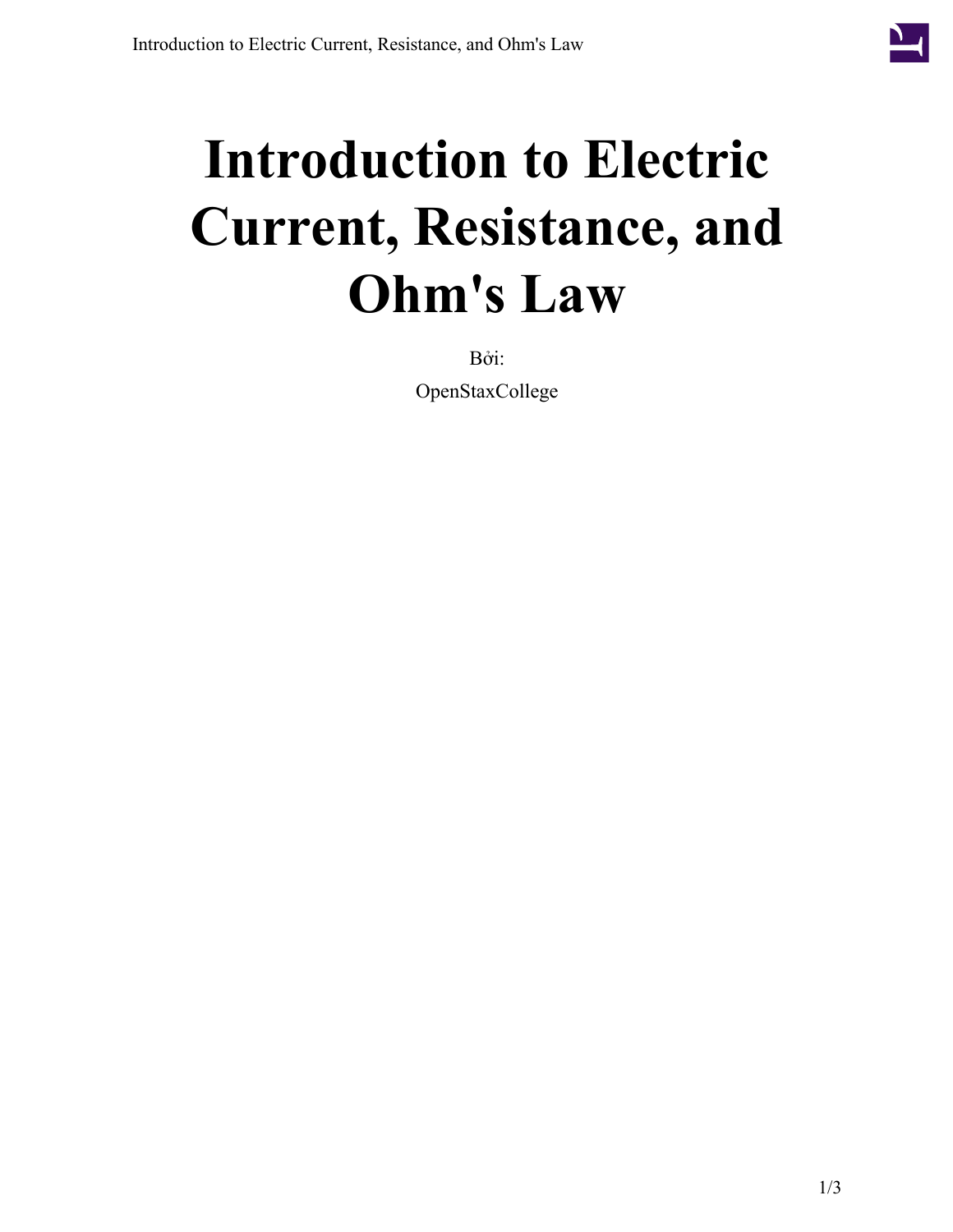# Introduction to Electric Current, Resistance, and Ohm's Law

Bởi:

OpenStaxCollege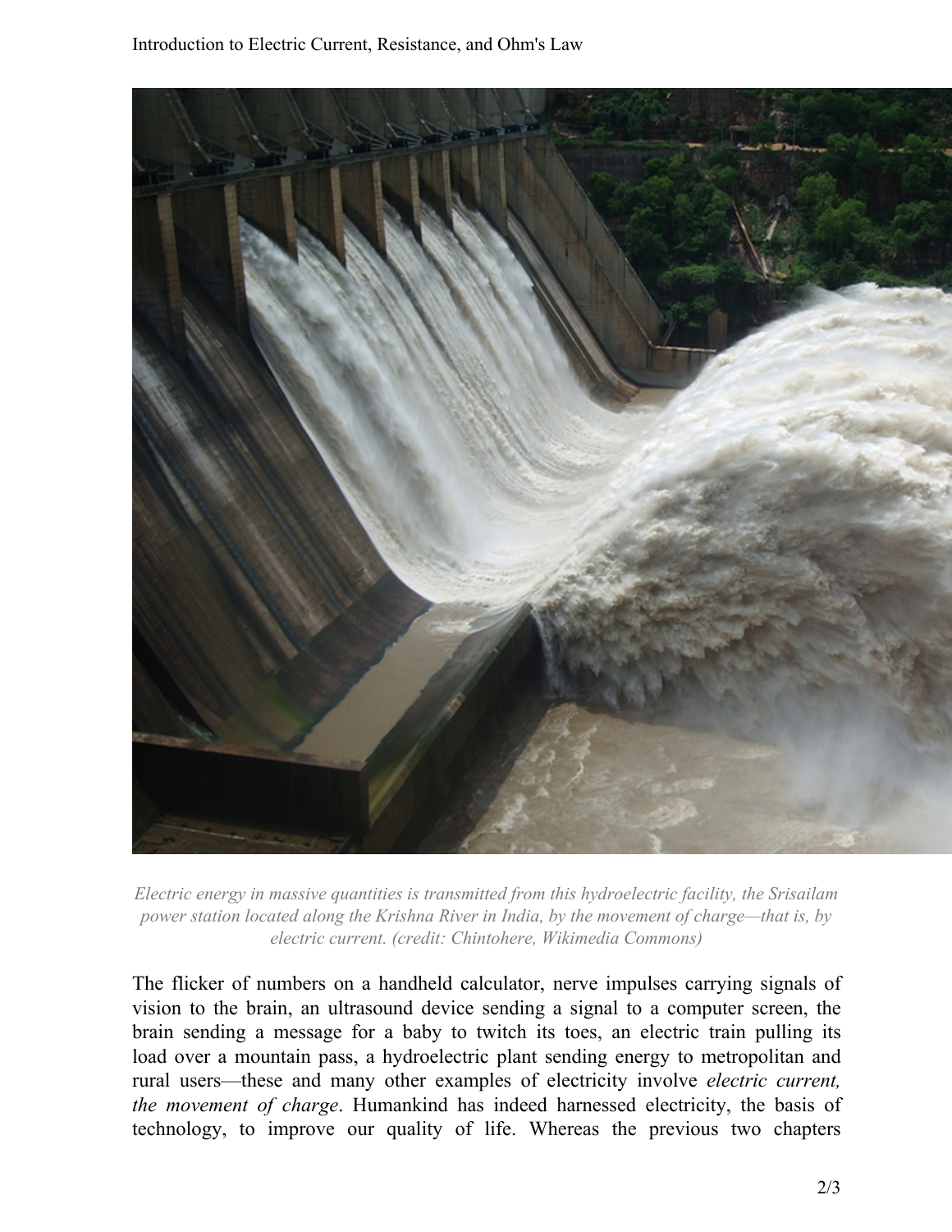*Electric energy in massive quantities is transmitted from this hydroelectric facility, the Srisailam power station located along the Krishna River in India, by the movement of charge—that is, by electric current. (credit: Chintohere, Wikimedia Commons)*

The flicker of numbers on a handheld calculator, nerve impulses carrying signals of vision to the brain, an ultrasound device sending a signal to a computer screen, the brain sending a message for a baby to twitch its toes, an electric train pulling its load over a mountain pass, a hydroelectric plant sending energy to metropolitan and rural users—these and many other examples of electricity involve *electric current, the movement of charge*. Humankind has indeed harnessed electricity, the basis of technology, to improve our quality of life. Whereas the previous two chapters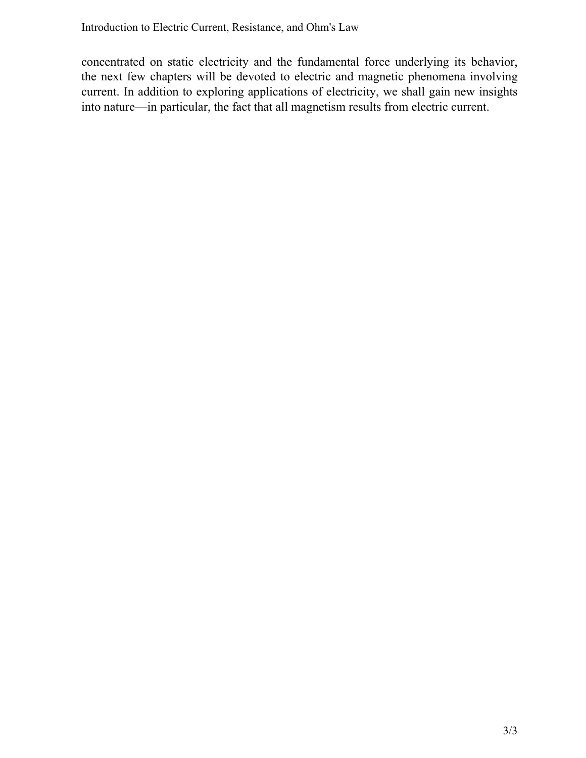concentrated on static electricity and the fundamental force underlying its behavior, the next few chapters will be devoted to electric and magnetic phenomena involving current. In addition to exploring applications of electricity, we shall gain new insights into nature—in particular, the fact that all magnetism results from electric current.